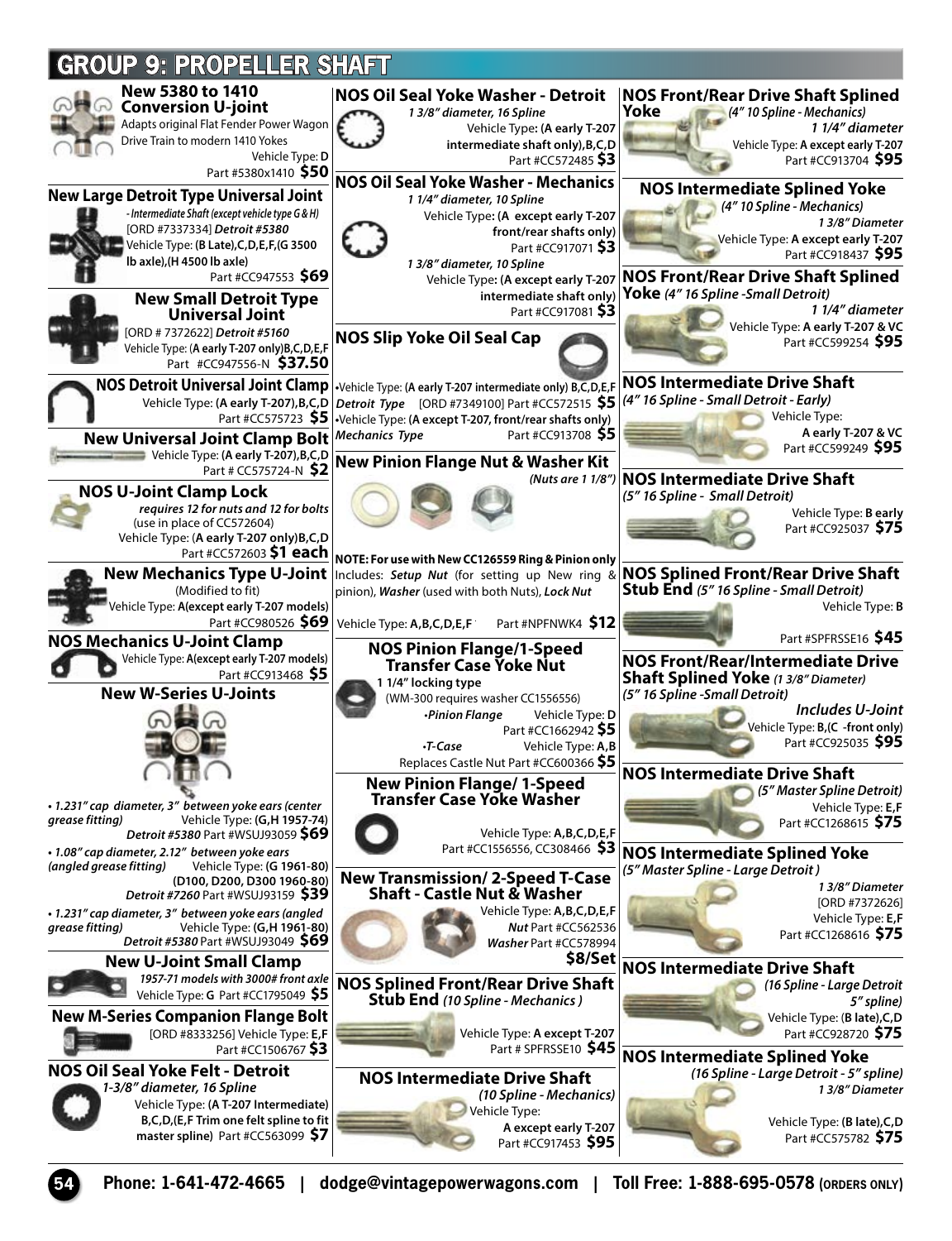# GROUP 9: PROPELLER SHAFT

### New 5380 to 1410 Conversion U-joint

Adapts original Flat Fender Power Wagon Drive Train to modern 1410 Yokes

Vehicle Type: **D**

Part #5380x1410 **$50**

### New Large Detroit Type Universal Joint

***- Intermediate Shaft (except vehicle type G & H)***

[ORD #7337334] ***Detroit #5380***

Vehicle Type: **(B Late),C,D,E,F,(G 3500 lb axle),(H 4500 lb axle)**

Part #CC947553 **$69**

### New Small Detroit Type Universal Joint

[ORD # 7372622] ***Detroit #5160***

Vehicle Type: (**A early T-207 only)B,C,D,E,F**

Part #CC947556-N **$37.50**

### NOS Detroit Universal Joint Clamp

Vehicle Type: **(A early T-207),B,C,D**

Part #CC575723 **$5**

### New Universal Joint Clamp Bolt

Vehicle Type: **(A early T-207),B,C,D**

Part # CC575724-N **$2**

### NOS U-Joint Clamp Lock

***requires 12 for nuts and 12 for bolts***

(use in place of CC572604)

Vehicle Type: (**A early T-207 only)B,C,D**

Part #CC572603 **$1 each**

### New Mechanics Type U-Joint

(Modified to fit)

Vehicle Type: **A(except early T-207 models)**

Part #CC980526 **$69**

### NOS Mechanics U-Joint Clamp

Vehicle Type: **A(except early T-207 models)**

Part #CC913468 **$5**

### New W-Series U-Joints

- ***1.231" cap diameter, 3" between yoke ears (center grease fitting)*** Vehicle Type: **(G,H 1957-74)** ***Detroit #5380*** Part #WSUJ93059 **$69**
- ***1.08" cap diameter, 2.12" between yoke ears (angled grease fitting)*** Vehicle Type: **(G 1961-80) (D100, D200, D300 1960-80)** ***Detroit #7260*** Part #WSUJ93159 **$39**
- ***1.231" cap diameter, 3" between yoke ears (angled grease fitting)*** Vehicle Type: **(G,H 1961-80)** ***Detroit #5380*** Part #WSUJ93049 **$69**

### New U-Joint Small Clamp

***1957-71 models with 3000# front axle***

Vehicle Type: **G** Part #CC1795049 **$5**

### New M-Series Companion Flange Bolt

[ORD #8333256] Vehicle Type: **E,F**

Part #CC1506767 **$3**

### NOS Oil Seal Yoke Felt - Detroit

***1-3/8" diameter, 16 Spline***

Vehicle Type: **(A T-207 Intermediate) B,C,D,(E,F Trim one felt spline to fit master spline)** Part #CC563099 **$7**

### NOS Oil Seal Yoke Washer - Detroit

***1 3/8" diameter, 16 Spline***

Vehicle Type**: (A early T-207 intermediate shaft only),B,C,D**

Part #CC572485 **$3**

### NOS Oil Seal Yoke Washer - Mechanics

***1 1/4" diameter, 10 Spline***

Vehicle Type**: (A except early T-207 front/rear shafts only)**

Part #CC917071 **$3**

***1 3/8" diameter, 10 Spline***

Vehicle Type**: (A except early T-207 intermediate shaft only)**

Part #CC917081 **$3**

### NOS Slip Yoke Oil Seal Cap

•Vehicle Type: **(A early T-207 intermediate only) B,C,D,E,F** ***Detroit Type*** [ORD #7349100] Part #CC572515 **$5**

•Vehicle Type: **(A except T-207, front/rear shafts only)** ***Mechanics Type*** Part #CC913708 **$5**

### New Pinion Flange Nut & Washer Kit

***(Nuts are 1 1/8")***

**NOTE: For use with New CC126559 Ring & Pinion only**

Includes: ***Setup Nut*** (for setting up New ring & pinion), ***Washer*** (used with both Nuts), ***Lock Nut***

Vehicle Type: **A,B,C,D,E,F** Part #NPFNWK4 **$12**

### NOS Pinion Flange/1-Speed Transfer Case Yoke Nut

**1 1/4" locking type**

(WM-300 requires washer CC1556556)

•***Pinion Flange*** Vehicle Type: **D** Part #CC1662942 **$5**

•***T-Case*** Vehicle Type: **A,B**

Replaces Castle Nut Part #CC600366 **$5**

### New Pinion Flange/ 1-Speed Transfer Case Yoke Washer

Vehicle Type: **A,B,C,D,E,F**

Part #CC1556556, CC308466 **$3**

### New Transmission/ 2-Speed T-Case Shaft - Castle Nut & Washer

Vehicle Type: **A,B,C,D,E,F**

***Nut*** Part #CC562536

***Washer*** Part #CC578994

**$8/Set**

### NOS Splined Front/Rear Drive Shaft Stub End *(10 Spline - Mechanics )*

Vehicle Type: **A except T-207**

Part # SPFRSSE10 **$45**

### NOS Intermediate Drive Shaft

***(10 Spline - Mechanics)***

Vehicle Type: **A except early T-207**

Part #CC917453 **$95**

### NOS Front/Rear Drive Shaft Splined Yoke

***(4" 10 Spline - Mechanics)***

***1 1/4" diameter***

Vehicle Type: **A except early T-207**

Part #CC913704 **$95**

### NOS Intermediate Splined Yoke

***(4" 10 Spline - Mechanics)***

***1 3/8" Diameter***

Vehicle Type: **A except early T-207**

Part #CC918437 **$95**

### NOS Front/Rear Drive Shaft Splined Yoke *(4" 16 Spline -Small Detroit)*

***1 1/4" diameter***

Vehicle Type: **A early T-207 & VC**

Part #CC599254 **$95**

### NOS Intermediate Drive Shaft

***(4" 16 Spline - Small Detroit - Early)***

Vehicle Type: **A early T-207 & VC**

Part #CC599249 **$95**

### NOS Intermediate Drive Shaft

***(5" 16 Spline - Small Detroit)***

Vehicle Type: **B early**

Part #CC925037 **$75**

### NOS Splined Front/Rear Drive Shaft Stub End *(5" 16 Spline - Small Detroit)*

Vehicle Type: **B**

Part #SPFRSSE16 **$45**

### NOS Front/Rear/Intermediate Drive Shaft Splined Yoke *(1 3/8" Diameter)*

***(5" 16 Spline -Small Detroit)***

***Includes U-Joint***

Vehicle Type: **B,(C -front only)**

Part #CC925035 **$95**

### NOS Intermediate Drive Shaft

***(5" Master Spline Detroit)***

Vehicle Type: **E,F**

Part #CC1268615 **$75**

### NOS Intermediate Splined Yoke

***(5" Master Spline - Large Detroit )***

***1 3/8" Diameter***

[ORD #7372626]

Vehicle Type: **E,F**

Part #CC1268616 **$75**

### NOS Intermediate Drive Shaft

***(16 Spline - Large Detroit 5" spline)***

Vehicle Type: **(B late),C,D**

Part #CC928720 **$75**

### NOS Intermediate Splined Yoke

***(16 Spline - Large Detroit - 5" spline)***

***1 3/8" Diameter***

Vehicle Type: **(B late),C,D**

Part #CC575782 **$75**

**Phone: 1-641-472-4665 | dodge@vintagepowerwagons.com | Toll Free: 1-888-695-0578 (ORDERS ONLY)**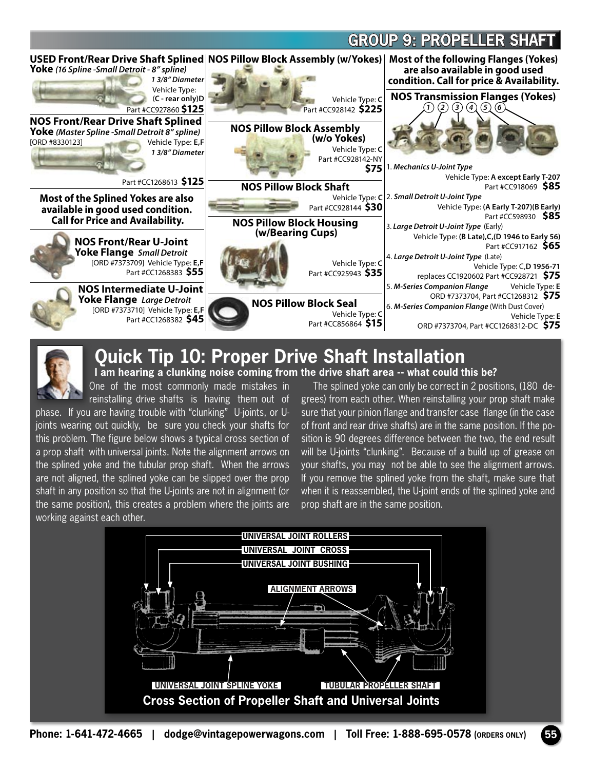# GROUP 9: PROPELLER SHAFT

**USED Front/Rear Drive Shaft Splined Yoke** *(16 Spline -Small Detroit - 8" spline)*
*1 3/8" Diameter*
Vehicle Type: (**C - rear only**)**D**
Part #CC927860 **$125**

**NOS Front/Rear Drive Shaft Splined Yoke** *(Master Spline -Small Detroit 8" spline)*
[ORD #8330123] Vehicle Type: **E,F**
*1 3/8" Diameter*
Part #CC1268613 **$125**

**Most of the Splined Yokes are also available in good used condition. Call for Price and Availability.**

**NOS Front/Rear U-Joint Yoke Flange** *Small Detroit*
[ORD #7373709] Vehicle Type: **E,F**
Part #CC1268383 **$55**

**NOS Intermediate U-Joint Yoke Flange** *Large Detroit*
[ORD #7373710] Vehicle Type: **E,F**
Part #CC1268382 **$45**

**NOS Pillow Block Assembly (w/Yokes)**
Vehicle Type: **C**
Part #CC928142 **$225**

**NOS Pillow Block Assembly (w/o Yokes)**
Vehicle Type: **C**
Part #CC928142-NY
**$75**

**NOS Pillow Block Shaft**
Vehicle Type: **C**
Part #CC928144 **$30**

**NOS Pillow Block Housing (w/Bearing Cups)**
Vehicle Type: **C**
Part #CC925943 **$35**

**NOS Pillow Block Seal**
Vehicle Type: **C**
Part #CC856864 **$15**

**Most of the following Flanges (Yokes) are also available in good used condition. Call for price & Availability.**

**NOS Transmission Flanges (Yokes)**

1. *Mechanics U-Joint Type*
   Vehicle Type: **A except Early T-207**
   Part #CC918069 **$85**
2. *Small Detroit U-Joint Type*
   Vehicle Type: **(A Early T-207)(B Early)**
   Part #CC598930 **$85**
3. *Large Detroit U-Joint Type* (Early)
   Vehicle Type: **(B Late),C,(D 1946 to Early 56)**
   Part #CC917162 **$65**
4. *Large Detroit U-Joint Type* (Late)
   Vehicle Type: C,**D 1956-71**
   replaces CC1920602 Part #CC928721 **$75**
5. *M-Series Companion Flange* Vehicle Type: **E**
   ORD #7373704, Part #CC1268312 **$75**
6. *M-Series Companion Flange* (With Dust Cover)
   Vehicle Type: **E**
   ORD #7373704, Part #CC1268312-DC **$75**

## Quick Tip 10: Proper Drive Shaft Installation

**I am hearing a clunking noise coming from the drive shaft area -- what could this be?**

One of the most commonly made mistakes in reinstalling drive shafts is having them out of phase. If you are having trouble with "clunking" U-joints, or U-joints wearing out quickly, be sure you check your shafts for this problem. The figure below shows a typical cross section of a prop shaft with universal joints. Note the alignment arrows on the splined yoke and the tubular prop shaft. When the arrows are not aligned, the splined yoke can be slipped over the prop shaft in any position so that the U-joints are not in alignment (or the same position), this creates a problem where the joints are working against each other.

The splined yoke can only be correct in 2 positions, (180 degrees) from each other. When reinstalling your prop shaft make sure that your pinion flange and transfer case flange (in the case of front and rear drive shafts) are in the same position. If the position is 90 degrees difference between the two, the end result will be U-joints "clunking". Because of a build up of grease on your shafts, you may not be able to see the alignment arrows. If you remove the splined yoke from the shaft, make sure that when it is reassembled, the U-joint ends of the splined yoke and prop shaft are in the same position.

UNIVERSAL JOINT ROLLERS
UNIVERSAL JOINT CROSS
UNIVERSAL JOINT BUSHING
ALIGNMENT ARROWS
UNIVERSAL JOINT SPLINE YOKE
TUBULAR PROPELLER SHAFT

**Cross Section of Propeller Shaft and Universal Joints**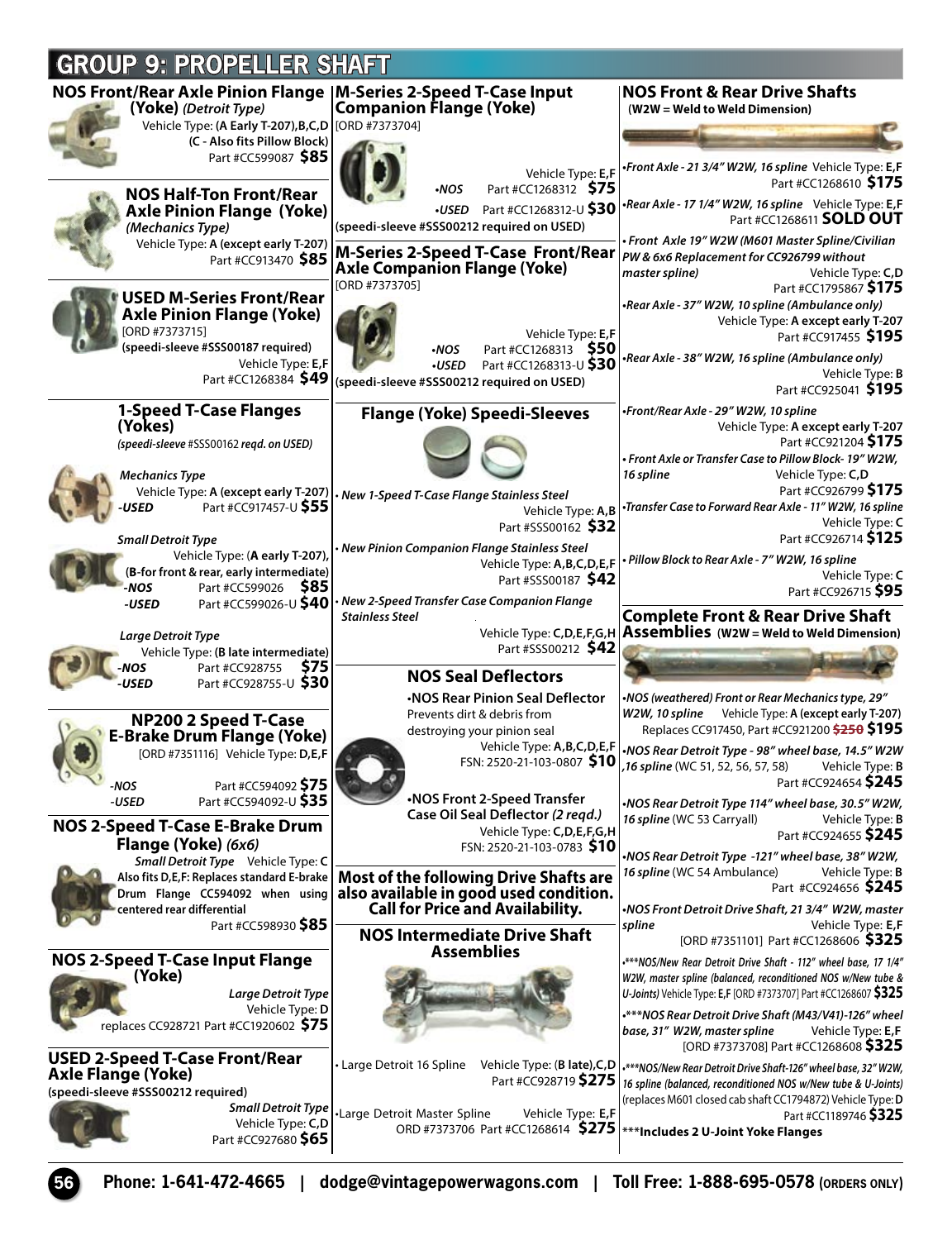# GROUP 9: PROPELLER SHAFT

## NOS Front/Rear Axle Pinion Flange (Yoke) *(Detroit Type)*

Vehicle Type: **(A Early T-207),B,C,D**
**(C - Also fits Pillow Block)**
Part #CC599087 **$85**

## NOS Half-Ton Front/Rear Axle Pinion Flange (Yoke)

*(Mechanics Type)*
Vehicle Type: **A (except early T-207)**
Part #CC913470 **$85**

## USED M-Series Front/Rear Axle Pinion Flange (Yoke)

[ORD #7373715]
**(speedi-sleeve #SSS00187 required)**
Vehicle Type: **E,F**
Part #CC1268384 **$49**

## 1-Speed T-Case Flanges (Yokes)

*(speedi-sleeve #SSS00162 reqd. on USED)*

***Mechanics Type***
Vehicle Type: **A (except early T-207)**
***-USED*** Part #CC917457-U **$55**

***Small Detroit Type***
Vehicle Type: **(A early T-207),**
**(B-for front & rear, early intermediate)**
***-NOS*** Part #CC599026 **$85**
***-USED*** Part #CC599026-U **$40**

***Large Detroit Type***
Vehicle Type: **(B late intermediate)**
***-NOS*** Part #CC928755 **$75**
***-USED*** Part #CC928755-U **$30**

## NP200 2 Speed T-Case E-Brake Drum Flange (Yoke)

[ORD #7351116] Vehicle Type: **D,E,F**
***-NOS*** Part #CC594092 **$75**
***-USED*** Part #CC594092-U **$35**

## NOS 2-Speed T-Case E-Brake Drum Flange (Yoke) *(6x6)*

***Small Detroit Type*** Vehicle Type: **C**
**Also fits D,E,F: Replaces standard E-brake Drum Flange CC594092 when using centered rear differential**
Part #CC598930 **$85**

## NOS 2-Speed T-Case Input Flange (Yoke)

***Large Detroit Type***
Vehicle Type: **D**
replaces CC928721 Part #CC1920602 **$75**

## USED 2-Speed T-Case Front/Rear Axle Flange (Yoke)

**(speedi-sleeve #SSS00212 required)**
***Small Detroit Type***
Vehicle Type: **C,D**
Part #CC927680 **$65**

## M-Series 2-Speed T-Case Input Companion Flange (Yoke)

[ORD #7373704]
Vehicle Type: **E,F**
***•NOS*** Part #CC1268312 **$75**
***•USED*** Part #CC1268312-U **$30**
**(speedi-sleeve #SSS00212 required on USED)**

## M-Series 2-Speed T-Case Front/Rear Axle Companion Flange (Yoke)

[ORD #7373705]
Vehicle Type: **E,F**
***•NOS*** Part #CC1268313 **$50**
***•USED*** Part #CC1268313-U **$30**
**(speedi-sleeve #SSS00212 required on USED)**

## Flange (Yoke) Speedi-Sleeves

*• New 1-Speed T-Case Flange Stainless Steel*
Vehicle Type: **A,B**
Part #SSS00162 **$32**

*• New Pinion Companion Flange Stainless Steel*
Vehicle Type: **A,B,C,D,E,F**
Part #SSS00187 **$42**

*• New 2-Speed Transfer Case Companion Flange Stainless Steel*
Vehicle Type: **C,D,E,F,G,H**
Part #SSS00212 **$42**

## NOS Seal Deflectors

**•NOS Rear Pinion Seal Deflector**
Prevents dirt & debris from destroying your pinion seal
Vehicle Type: **A,B,C,D,E,F**
FSN: 2520-21-103-0807 **$10**

**•NOS Front 2-Speed Transfer Case Oil Seal Deflector** ***(2 reqd.)***
Vehicle Type: **C,D,E,F,G,H**
FSN: 2520-21-103-0783 **$10**

**Most of the following Drive Shafts are also available in good used condition. Call for Price and Availability.**

## NOS Intermediate Drive Shaft Assemblies

• Large Detroit 16 Spline Vehicle Type: **(B late),C,D**
Part #CC928719 **$275**

•Large Detroit Master Spline Vehicle Type: **E,F**
ORD #7373706 Part #CC1268614 **$275**

## NOS Front & Rear Drive Shafts

**(W2W = Weld to Weld Dimension)**

*•Front Axle - 21 3/4" W2W, 16 spline* Vehicle Type: **E,F**
Part #CC1268610 **$175**

*•Rear Axle - 17 1/4" W2W, 16 spline* Vehicle Type: **E,F**
Part #CC1268611 **SOLD OUT**

*• Front Axle 19" W2W (M601 Master Spline/Civilian PW & 6x6 Replacement for CC926799 without master spline)* Vehicle Type: **C,D**
Part #CC1795867 **$175**

*•Rear Axle - 37" W2W, 10 spline (Ambulance only)*
Vehicle Type: **A except early T-207**
Part #CC917455 **$195**

*•Rear Axle - 38" W2W, 16 spline (Ambulance only)*
Vehicle Type: **B**
Part #CC925041 **$195**

*•Front/Rear Axle - 29" W2W, 10 spline*
Vehicle Type: **A except early T-207**
Part #CC921204 **$175**

*• Front Axle or Transfer Case to Pillow Block- 19" W2W, 16 spline* Vehicle Type: **C,D**
Part #CC926799 **$175**

*•Transfer Case to Forward Rear Axle - 11" W2W, 16 spline*
Vehicle Type: **C**
Part #CC926714 **$125**

*• Pillow Block to Rear Axle - 7" W2W, 16 spline*
Vehicle Type: **C**
Part #CC926715 **$95**

## Complete Front & Rear Drive Shaft Assemblies (W2W = Weld to Weld Dimension)

*•NOS (weathered) Front or Rear Mechanics type, 29" W2W, 10 spline* Vehicle Type: **A (except early T-207)**
Replaces CC917450, Part #CC921200 ~~$250~~ **$195**

*•NOS Rear Detroit Type - 98" wheel base, 14.5" W2W ,16 spline* (WC 51, 52, 56, 57, 58) Vehicle Type: **B**
Part #CC924654 **$245**

*•NOS Rear Detroit Type 114" wheel base, 30.5" W2W, 16 spline* (WC 53 Carryall) Vehicle Type: **B**
Part #CC924655 **$245**

*•NOS Rear Detroit Type -121" wheel base, 38" W2W, 16 spline* (WC 54 Ambulance) Vehicle Type: **B**
Part #CC924656 **$245**

*•NOS Front Detroit Drive Shaft, 21 3/4" W2W, master spline* Vehicle Type: **E,F**
[ORD #7351101] Part #CC1268606 **$325**

*•\*\*\*NOS/New Rear Detroit Drive Shaft - 112" wheel base, 17 1/4" W2W, master spline (balanced, reconditioned NOS w/New tube & U-Joints)* Vehicle Type: **E,F** [ORD #7373707] Part #CC1268607 **$325**

*•\*\*\*NOS Rear Detroit Drive Shaft (M43/V41)-126" wheel base, 31" W2W, master spline* Vehicle Type: **E,F**
[ORD #7373708] Part #CC1268608 **$325**

*•\*\*\*NOS/New Rear Detroit Drive Shaft-126" wheel base, 32" W2W, 16 spline (balanced, reconditioned NOS w/New tube & U-Joints)* (replaces M601 closed cab shaft CC1794872) Vehicle Type: **D**
Part #CC1189746 **$325**

**\*\*\*Includes 2 U-Joint Yoke Flanges**

**Phone: 1-641-472-4665 | dodge@vintagepowerwagons.com | Toll Free: 1-888-695-0578 (ORDERS ONLY)**